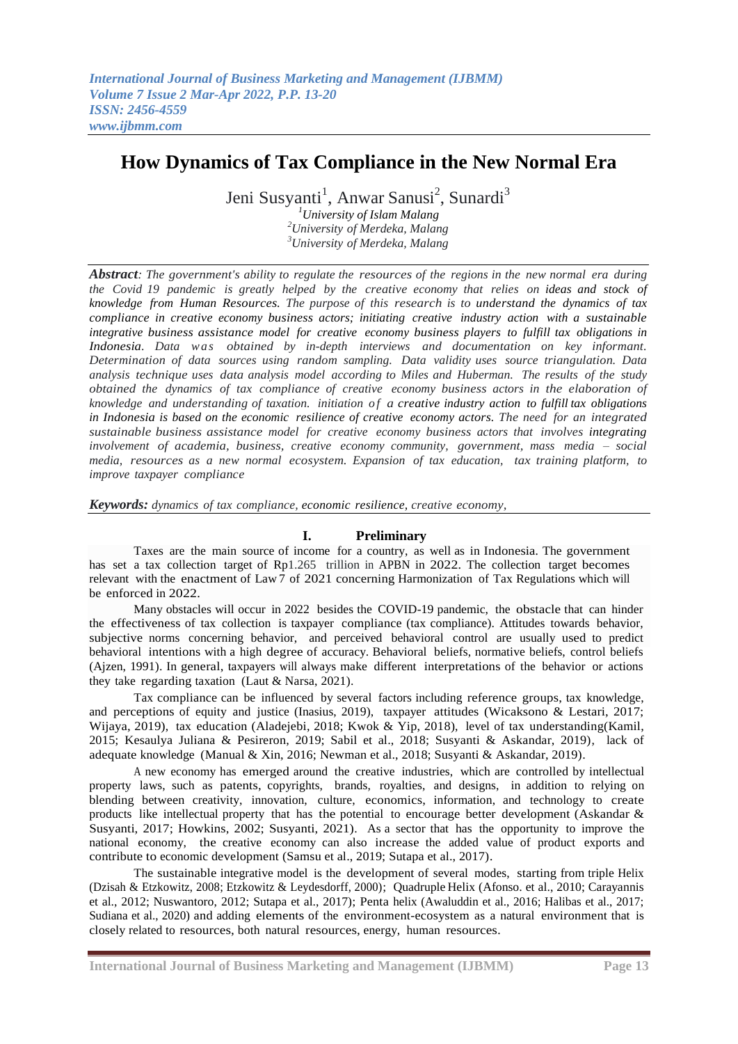# How Dynamics of Tax Compliance in the New Normal Era

Jeni Susyanti[1], Anwar Sanusi[2], Sunardi[3]

[1]*University of Islam Malang*
[2]*University of Merdeka, Malang*
[3]*University of Merdeka, Malang*

***Abstract****: The government's ability to regulate the resources of the regions in the new normal era during the Covid 19 pandemic is greatly helped by the creative economy that relies on ideas and stock of knowledge from Human Resources. The purpose of this research is to understand the dynamics of tax compliance in creative economy business actors; initiating creative industry action with a sustainable integrative business assistance model for creative economy business players to fulfill tax obligations in Indonesia. Data was obtained by in-depth interviews and documentation on key informant. Determination of data sources using random sampling. Data validity uses source triangulation. Data analysis technique uses data analysis model according to Miles and Huberman. The results of the study obtained the dynamics of tax compliance of creative economy business actors in the elaboration of knowledge and understanding of taxation. initiation of a creative industry action to fulfill tax obligations in Indonesia is based on the economic resilience of creative economy actors. The need for an integrated sustainable business assistance model for creative economy business actors that involves integrating involvement of academia, business, creative economy community, government, mass media – social media, resources as a new normal ecosystem. Expansion of tax education, tax training platform, to improve taxpayer compliance*

***Keywords:*** *dynamics of tax compliance, economic resilience, creative economy,*

## I. Preliminary

Taxes are the main source of income for a country, as well as in Indonesia. The government has set a tax collection target of Rp1.265 trillion in APBN in 2022. The collection target becomes relevant with the enactment of Law 7 of 2021 concerning Harmonization of Tax Regulations which will be enforced in 2022.

Many obstacles will occur in 2022 besides the COVID-19 pandemic, the obstacle that can hinder the effectiveness of tax collection is taxpayer compliance (tax compliance). Attitudes towards behavior, subjective norms concerning behavior, and perceived behavioral control are usually used to predict behavioral intentions with a high degree of accuracy. Behavioral beliefs, normative beliefs, control beliefs (Ajzen, 1991). In general, taxpayers will always make different interpretations of the behavior or actions they take regarding taxation (Laut & Narsa, 2021).

Tax compliance can be influenced by several factors including reference groups, tax knowledge, and perceptions of equity and justice (Inasius, 2019), taxpayer attitudes (Wicaksono & Lestari, 2017; Wijaya, 2019), tax education (Aladejebi, 2018; Kwok & Yip, 2018), level of tax understanding(Kamil, 2015; Kesaulya Juliana & Pesireron, 2019; Sabil et al., 2018; Susyanti & Askandar, 2019), lack of adequate knowledge (Manual & Xin, 2016; Newman et al., 2018; Susyanti & Askandar, 2019).

A new economy has emerged around the creative industries, which are controlled by intellectual property laws, such as patents, copyrights, brands, royalties, and designs, in addition to relying on blending between creativity, innovation, culture, economics, information, and technology to create products like intellectual property that has the potential to encourage better development (Askandar & Susyanti, 2017; Howkins, 2002; Susyanti, 2021). As a sector that has the opportunity to improve the national economy, the creative economy can also increase the added value of product exports and contribute to economic development (Samsu et al., 2019; Sutapa et al., 2017).

The sustainable integrative model is the development of several modes, starting from triple Helix (Dzisah & Etzkowitz, 2008; Etzkowitz & Leydesdorff, 2000); Quadruple Helix (Afonso. et al., 2010; Carayannis et al., 2012; Nuswantoro, 2012; Sutapa et al., 2017); Penta helix (Awaluddin et al., 2016; Halibas et al., 2017; Sudiana et al., 2020) and adding elements of the environment-ecosystem as a natural environment that is closely related to resources, both natural resources, energy, human resources.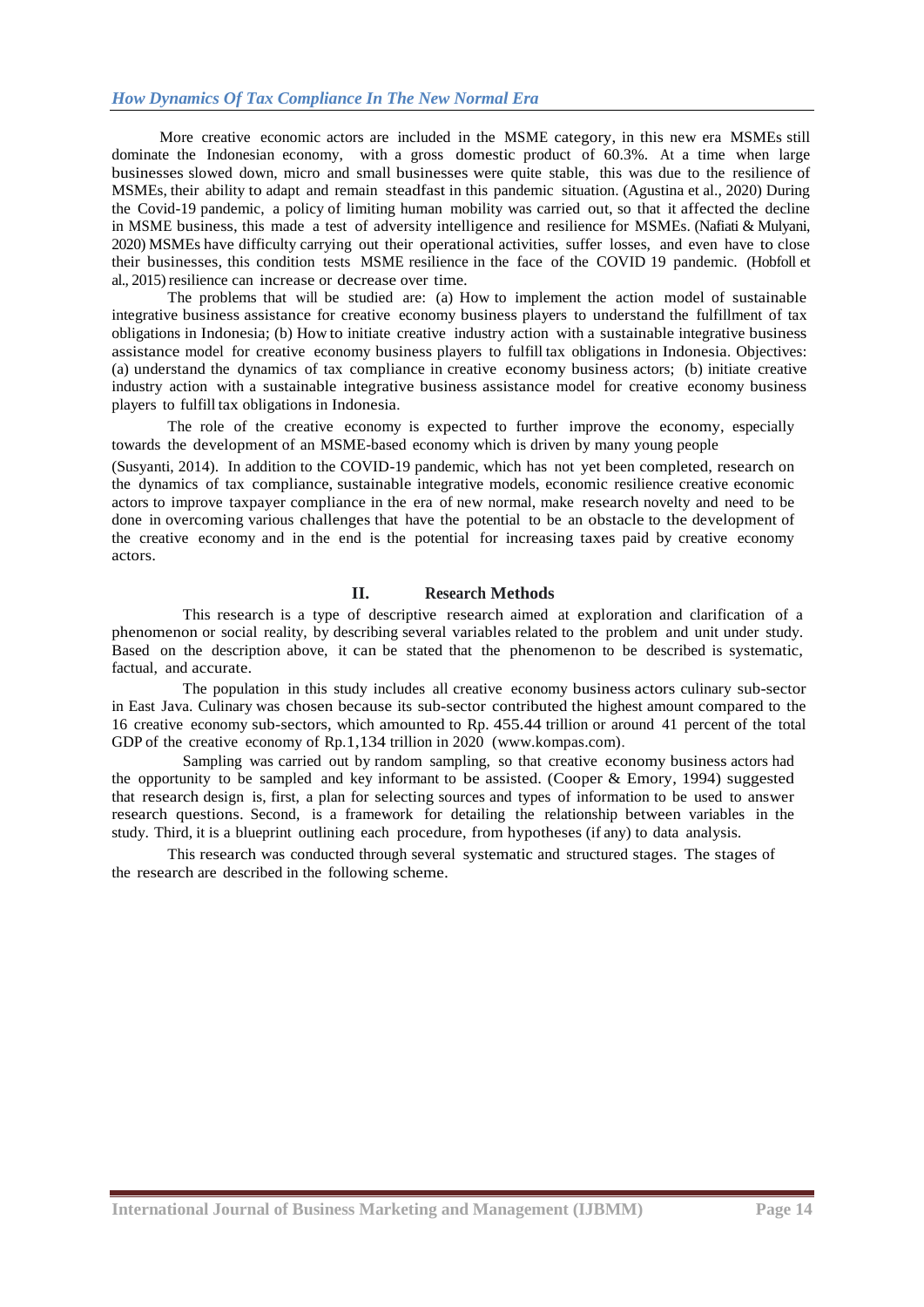More creative economic actors are included in the MSME category, in this new era MSMEs still dominate the Indonesian economy, with a gross domestic product of 60.3%. At a time when large businesses slowed down, micro and small businesses were quite stable, this was due to the resilience of MSMEs, their ability to adapt and remain steadfast in this pandemic situation. (Agustina et al., 2020) During the Covid-19 pandemic, a policy of limiting human mobility was carried out, so that it affected the decline in MSME business, this made a test of adversity intelligence and resilience for MSMEs. (Nafiati & Mulyani, 2020) MSMEs have difficulty carrying out their operational activities, suffer losses, and even have to close their businesses, this condition tests MSME resilience in the face of the COVID 19 pandemic. (Hobfoll et al., 2015) resilience can increase or decrease over time.

The problems that will be studied are: (a) How to implement the action model of sustainable integrative business assistance for creative economy business players to understand the fulfillment of tax obligations in Indonesia; (b) How to initiate creative industry action with a sustainable integrative business assistance model for creative economy business players to fulfill tax obligations in Indonesia. Objectives: (a) understand the dynamics of tax compliance in creative economy business actors; (b) initiate creative industry action with a sustainable integrative business assistance model for creative economy business players to fulfill tax obligations in Indonesia.

The role of the creative economy is expected to further improve the economy, especially towards the development of an MSME-based economy which is driven by many young people (Susyanti, 2014). In addition to the COVID-19 pandemic, which has not yet been completed, research on the dynamics of tax compliance, sustainable integrative models, economic resilience creative economic actors to improve taxpayer compliance in the era of new normal, make research novelty and need to be done in overcoming various challenges that have the potential to be an obstacle to the development of the creative economy and in the end is the potential for increasing taxes paid by creative economy actors.

## II. Research Methods

This research is a type of descriptive research aimed at exploration and clarification of a phenomenon or social reality, by describing several variables related to the problem and unit under study. Based on the description above, it can be stated that the phenomenon to be described is systematic, factual, and accurate.

The population in this study includes all creative economy business actors culinary sub-sector in East Java. Culinary was chosen because its sub-sector contributed the highest amount compared to the 16 creative economy sub-sectors, which amounted to Rp. 455.44 trillion or around 41 percent of the total GDP of the creative economy of Rp.1,134 trillion in 2020 (www.kompas.com).

Sampling was carried out by random sampling, so that creative economy business actors had the opportunity to be sampled and key informant to be assisted. (Cooper & Emory, 1994) suggested that research design is, first, a plan for selecting sources and types of information to be used to answer research questions. Second, is a framework for detailing the relationship between variables in the study. Third, it is a blueprint outlining each procedure, from hypotheses (if any) to data analysis.

This research was conducted through several systematic and structured stages. The stages of the research are described in the following scheme.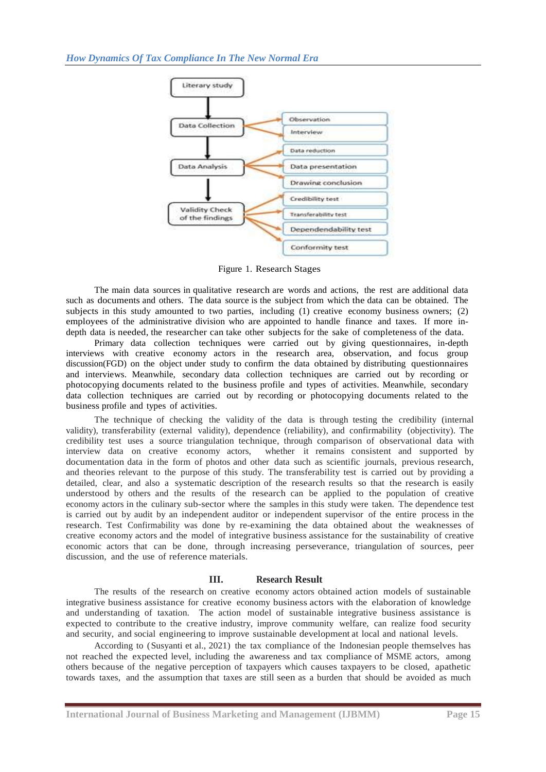Literary study → Data Collection (Observation, Interview) → Data Analysis (Data reduction, Data presentation, Drawing conclusion) → Validity Check of the findings (Credibility test, Transferability test, Dependendability test, Conformity test)

Figure 1. Research Stages

The main data sources in qualitative research are words and actions, the rest are additional data such as documents and others. The data source is the subject from which the data can be obtained. The subjects in this study amounted to two parties, including (1) creative economy business owners; (2) employees of the administrative division who are appointed to handle finance and taxes. If more in-depth data is needed, the researcher can take other subjects for the sake of completeness of the data.

Primary data collection techniques were carried out by giving questionnaires, in-depth interviews with creative economy actors in the research area, observation, and focus group discussion(FGD) on the object under study to confirm the data obtained by distributing questionnaires and interviews. Meanwhile, secondary data collection techniques are carried out by recording or photocopying documents related to the business profile and types of activities. Meanwhile, secondary data collection techniques are carried out by recording or photocopying documents related to the business profile and types of activities.

The technique of checking the validity of the data is through testing the credibility (internal validity), transferability (external validity), dependence (reliability), and confirmability (objectivity). The credibility test uses a source triangulation technique, through comparison of observational data with interview data on creative economy actors, whether it remains consistent and supported by documentation data in the form of photos and other data such as scientific journals, previous research, and theories relevant to the purpose of this study. The transferability test is carried out by providing a detailed, clear, and also a systematic description of the research results so that the research is easily understood by others and the results of the research can be applied to the population of creative economy actors in the culinary sub-sector where the samples in this study were taken. The dependence test is carried out by audit by an independent auditor or independent supervisor of the entire process in the research. Test Confirmability was done by re-examining the data obtained about the weaknesses of creative economy actors and the model of integrative business assistance for the sustainability of creative economic actors that can be done, through increasing perseverance, triangulation of sources, peer discussion, and the use of reference materials.

## III. Research Result

The results of the research on creative economy actors obtained action models of sustainable integrative business assistance for creative economy business actors with the elaboration of knowledge and understanding of taxation. The action model of sustainable integrative business assistance is expected to contribute to the creative industry, improve community welfare, can realize food security and security, and social engineering to improve sustainable development at local and national levels.

According to (Susyanti et al., 2021) the tax compliance of the Indonesian people themselves has not reached the expected level, including the awareness and tax compliance of MSME actors, among others because of the negative perception of taxpayers which causes taxpayers to be closed, apathetic towards taxes, and the assumption that taxes are still seen as a burden that should be avoided as much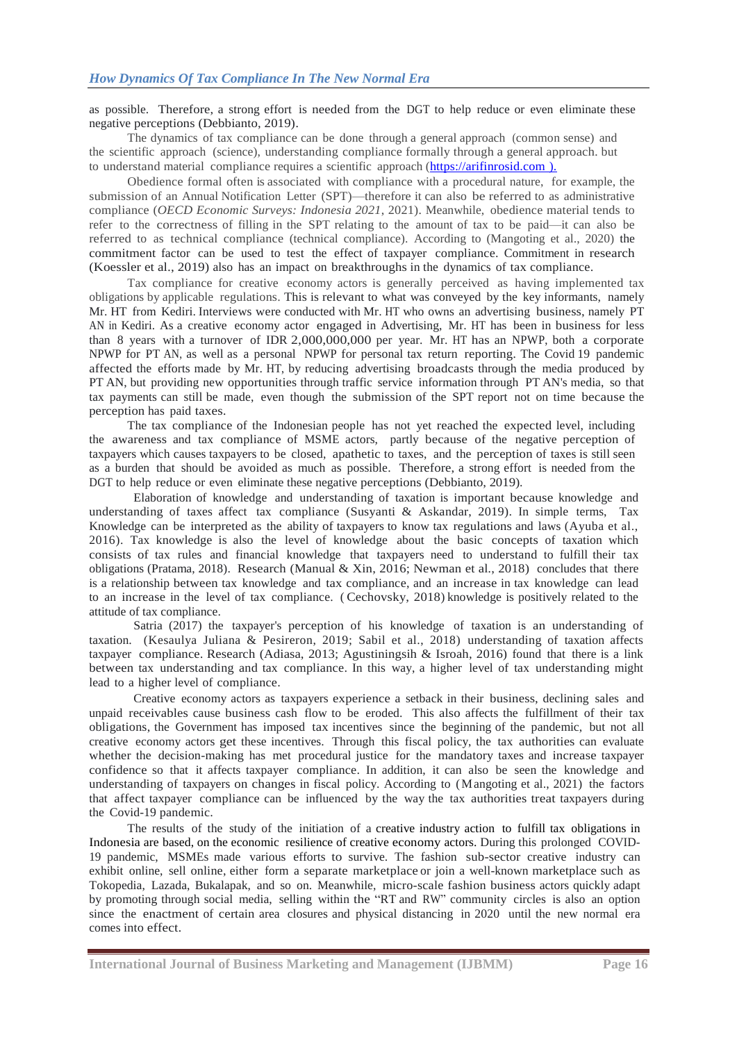as possible. Therefore, a strong effort is needed from the DGT to help reduce or even eliminate these negative perceptions (Debbianto, 2019).

The dynamics of tax compliance can be done through a general approach (common sense) and the scientific approach (science), understanding compliance formally through a general approach. but to understand material compliance requires a scientific approach (https://arifinrosid.com ).

Obedience formal often is associated with compliance with a procedural nature, for example, the submission of an Annual Notification Letter (SPT)—therefore it can also be referred to as administrative compliance (*OECD Economic Surveys: Indonesia 2021*, 2021). Meanwhile, obedience material tends to refer to the correctness of filling in the SPT relating to the amount of tax to be paid—it can also be referred to as technical compliance (technical compliance). According to (Mangoting et al., 2020) the commitment factor can be used to test the effect of taxpayer compliance. Commitment in research (Koessler et al., 2019) also has an impact on breakthroughs in the dynamics of tax compliance.

Tax compliance for creative economy actors is generally perceived as having implemented tax obligations by applicable regulations. This is relevant to what was conveyed by the key informants, namely Mr. HT from Kediri. Interviews were conducted with Mr. HT who owns an advertising business, namely PT AN in Kediri. As a creative economy actor engaged in Advertising, Mr. HT has been in business for less than 8 years with a turnover of IDR 2,000,000,000 per year. Mr. HT has an NPWP, both a corporate NPWP for PT AN, as well as a personal NPWP for personal tax return reporting. The Covid 19 pandemic affected the efforts made by Mr. HT, by reducing advertising broadcasts through the media produced by PT AN, but providing new opportunities through traffic service information through PT AN's media, so that tax payments can still be made, even though the submission of the SPT report not on time because the perception has paid taxes.

The tax compliance of the Indonesian people has not yet reached the expected level, including the awareness and tax compliance of MSME actors, partly because of the negative perception of taxpayers which causes taxpayers to be closed, apathetic to taxes, and the perception of taxes is still seen as a burden that should be avoided as much as possible. Therefore, a strong effort is needed from the DGT to help reduce or even eliminate these negative perceptions (Debbianto, 2019).

Elaboration of knowledge and understanding of taxation is important because knowledge and understanding of taxes affect tax compliance (Susyanti & Askandar, 2019). In simple terms, Tax Knowledge can be interpreted as the ability of taxpayers to know tax regulations and laws (Ayuba et al., 2016). Tax knowledge is also the level of knowledge about the basic concepts of taxation which consists of tax rules and financial knowledge that taxpayers need to understand to fulfill their tax obligations (Pratama, 2018). Research (Manual & Xin, 2016; Newman et al., 2018) concludes that there is a relationship between tax knowledge and tax compliance, and an increase in tax knowledge can lead to an increase in the level of tax compliance. ( Cechovsky, 2018) knowledge is positively related to the attitude of tax compliance.

Satria (2017) the taxpayer's perception of his knowledge of taxation is an understanding of taxation. (Kesaulya Juliana & Pesireron, 2019; Sabil et al., 2018) understanding of taxation affects taxpayer compliance. Research (Adiasa, 2013; Agustiningsih & Isroah, 2016) found that there is a link between tax understanding and tax compliance. In this way, a higher level of tax understanding might lead to a higher level of compliance.

Creative economy actors as taxpayers experience a setback in their business, declining sales and unpaid receivables cause business cash flow to be eroded. This also affects the fulfillment of their tax obligations, the Government has imposed tax incentives since the beginning of the pandemic, but not all creative economy actors get these incentives. Through this fiscal policy, the tax authorities can evaluate whether the decision-making has met procedural justice for the mandatory taxes and increase taxpayer confidence so that it affects taxpayer compliance. In addition, it can also be seen the knowledge and understanding of taxpayers on changes in fiscal policy. According to (Mangoting et al., 2021) the factors that affect taxpayer compliance can be influenced by the way the tax authorities treat taxpayers during the Covid-19 pandemic.

The results of the study of the initiation of a creative industry action to fulfill tax obligations in Indonesia are based, on the economic resilience of creative economy actors. During this prolonged COVID-19 pandemic, MSMEs made various efforts to survive. The fashion sub-sector creative industry can exhibit online, sell online, either form a separate marketplace or join a well-known marketplace such as Tokopedia, Lazada, Bukalapak, and so on. Meanwhile, micro-scale fashion business actors quickly adapt by promoting through social media, selling within the "RT and RW" community circles is also an option since the enactment of certain area closures and physical distancing in 2020 until the new normal era comes into effect.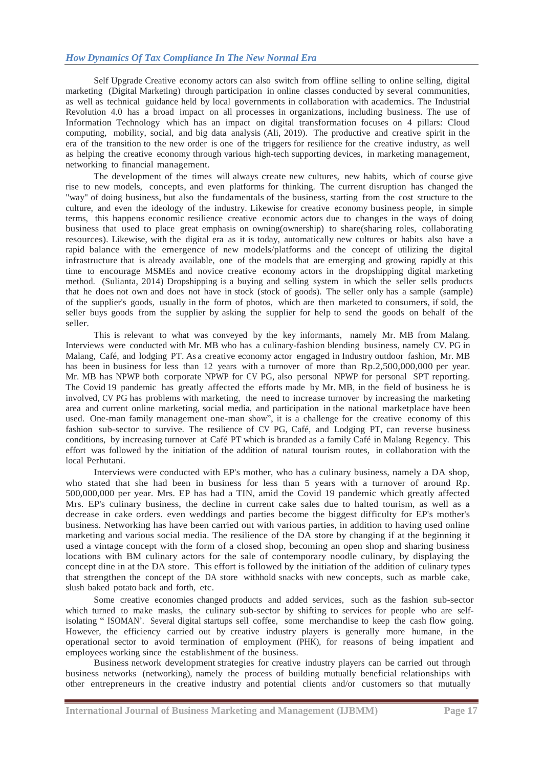Self Upgrade Creative economy actors can also switch from offline selling to online selling, digital marketing (Digital Marketing) through participation in online classes conducted by several communities, as well as technical guidance held by local governments in collaboration with academics. The Industrial Revolution 4.0 has a broad impact on all processes in organizations, including business. The use of Information Technology which has an impact on digital transformation focuses on 4 pillars: Cloud computing, mobility, social, and big data analysis (Ali, 2019). The productive and creative spirit in the era of the transition to the new order is one of the triggers for resilience for the creative industry, as well as helping the creative economy through various high-tech supporting devices, in marketing management, networking to financial management.

The development of the times will always create new cultures, new habits, which of course give rise to new models, concepts, and even platforms for thinking. The current disruption has changed the "way" of doing business, but also the fundamentals of the business, starting from the cost structure to the culture, and even the ideology of the industry. Likewise for creative economy business people, in simple terms, this happens economic resilience creative economic actors due to changes in the ways of doing business that used to place great emphasis on owning(ownership) to share(sharing roles, collaborating resources). Likewise, with the digital era as it is today, automatically new cultures or habits also have a rapid balance with the emergence of new models/platforms and the concept of utilizing the digital infrastructure that is already available, one of the models that are emerging and growing rapidly at this time to encourage MSMEs and novice creative economy actors in the dropshipping digital marketing method. (Sulianta, 2014) Dropshipping is a buying and selling system in which the seller sells products that he does not own and does not have in stock (stock of goods). The seller only has a sample (sample) of the supplier's goods, usually in the form of photos, which are then marketed to consumers, if sold, the seller buys goods from the supplier by asking the supplier for help to send the goods on behalf of the seller.

This is relevant to what was conveyed by the key informants, namely Mr. MB from Malang. Interviews were conducted with Mr. MB who has a culinary-fashion blending business, namely CV. PG in Malang, Café, and lodging PT. As a creative economy actor engaged in Industry outdoor fashion, Mr. MB has been in business for less than 12 years with a turnover of more than Rp.2,500,000,000 per year. Mr. MB has NPWP both corporate NPWP for CV PG, also personal NPWP for personal SPT reporting. The Covid 19 pandemic has greatly affected the efforts made by Mr. MB, in the field of business he is involved, CV PG has problems with marketing, the need to increase turnover by increasing the marketing area and current online marketing, social media, and participation in the national marketplace have been used. One-man family management one-man show", it is a challenge for the creative economy of this fashion sub-sector to survive. The resilience of CV PG, Café, and Lodging PT, can reverse business conditions, by increasing turnover at Café PT which is branded as a family Café in Malang Regency. This effort was followed by the initiation of the addition of natural tourism routes, in collaboration with the local Perhutani.

Interviews were conducted with EP's mother, who has a culinary business, namely a DA shop, who stated that she had been in business for less than 5 years with a turnover of around Rp. 500,000,000 per year. Mrs. EP has had a TIN, amid the Covid 19 pandemic which greatly affected Mrs. EP's culinary business, the decline in current cake sales due to halted tourism, as well as a decrease in cake orders. even weddings and parties become the biggest difficulty for EP's mother's business. Networking has have been carried out with various parties, in addition to having used online marketing and various social media. The resilience of the DA store by changing if at the beginning it used a vintage concept with the form of a closed shop, becoming an open shop and sharing business locations with BM culinary actors for the sale of contemporary noodle culinary, by displaying the concept dine in at the DA store. This effort is followed by the initiation of the addition of culinary types that strengthen the concept of the DA store withhold snacks with new concepts, such as marble cake, slush baked potato back and forth, etc.

Some creative economies changed products and added services, such as the fashion sub-sector which turned to make masks, the culinary sub-sector by shifting to services for people who are self-isolating " ISOMAN'. Several digital startups sell coffee, some merchandise to keep the cash flow going. However, the efficiency carried out by creative industry players is generally more humane, in the operational sector to avoid termination of employment (PHK), for reasons of being impatient and employees working since the establishment of the business.

Business network development strategies for creative industry players can be carried out through business networks (networking), namely the process of building mutually beneficial relationships with other entrepreneurs in the creative industry and potential clients and/or customers so that mutually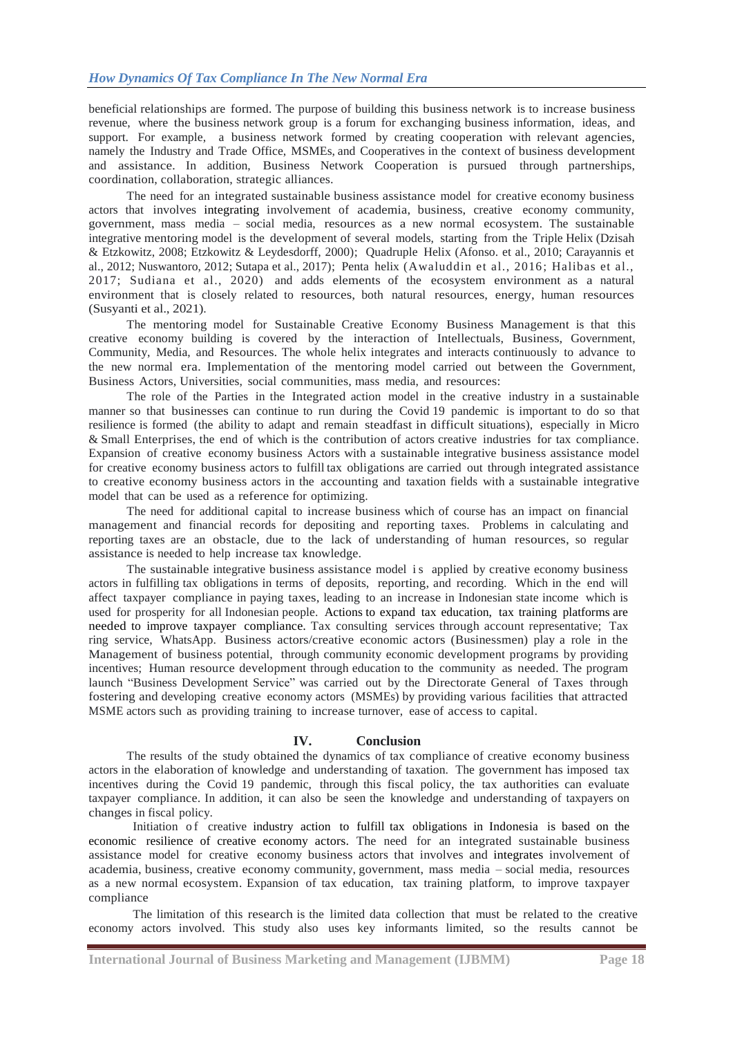beneficial relationships are formed. The purpose of building this business network is to increase business revenue, where the business network group is a forum for exchanging business information, ideas, and support. For example, a business network formed by creating cooperation with relevant agencies, namely the Industry and Trade Office, MSMEs, and Cooperatives in the context of business development and assistance. In addition, Business Network Cooperation is pursued through partnerships, coordination, collaboration, strategic alliances.

The need for an integrated sustainable business assistance model for creative economy business actors that involves integrating involvement of academia, business, creative economy community, government, mass media – social media, resources as a new normal ecosystem. The sustainable integrative mentoring model is the development of several models, starting from the Triple Helix (Dzisah & Etzkowitz, 2008; Etzkowitz & Leydesdorff, 2000); Quadruple Helix (Afonso. et al., 2010; Carayannis et al., 2012; Nuswantoro, 2012; Sutapa et al., 2017); Penta helix (Awaluddin et al., 2016; Halibas et al., 2017; Sudiana et al., 2020) and adds elements of the ecosystem environment as a natural environment that is closely related to resources, both natural resources, energy, human resources (Susyanti et al., 2021).

The mentoring model for Sustainable Creative Economy Business Management is that this creative economy building is covered by the interaction of Intellectuals, Business, Government, Community, Media, and Resources. The whole helix integrates and interacts continuously to advance to the new normal era. Implementation of the mentoring model carried out between the Government, Business Actors, Universities, social communities, mass media, and resources:

The role of the Parties in the Integrated action model in the creative industry in a sustainable manner so that businesses can continue to run during the Covid 19 pandemic is important to do so that resilience is formed (the ability to adapt and remain steadfast in difficult situations), especially in Micro & Small Enterprises, the end of which is the contribution of actors creative industries for tax compliance. Expansion of creative economy business Actors with a sustainable integrative business assistance model for creative economy business actors to fulfill tax obligations are carried out through integrated assistance to creative economy business actors in the accounting and taxation fields with a sustainable integrative model that can be used as a reference for optimizing.

The need for additional capital to increase business which of course has an impact on financial management and financial records for depositing and reporting taxes. Problems in calculating and reporting taxes are an obstacle, due to the lack of understanding of human resources, so regular assistance is needed to help increase tax knowledge.

The sustainable integrative business assistance model is applied by creative economy business actors in fulfilling tax obligations in terms of deposits, reporting, and recording. Which in the end will affect taxpayer compliance in paying taxes, leading to an increase in Indonesian state income which is used for prosperity for all Indonesian people. Actions to expand tax education, tax training platforms are needed to improve taxpayer compliance. Tax consulting services through account representative; Tax ring service, WhatsApp. Business actors/creative economic actors (Businessmen) play a role in the Management of business potential, through community economic development programs by providing incentives; Human resource development through education to the community as needed. The program launch "Business Development Service" was carried out by the Directorate General of Taxes through fostering and developing creative economy actors (MSMEs) by providing various facilities that attracted MSME actors such as providing training to increase turnover, ease of access to capital.

## IV. Conclusion

The results of the study obtained the dynamics of tax compliance of creative economy business actors in the elaboration of knowledge and understanding of taxation. The government has imposed tax incentives during the Covid 19 pandemic, through this fiscal policy, the tax authorities can evaluate taxpayer compliance. In addition, it can also be seen the knowledge and understanding of taxpayers on changes in fiscal policy.

Initiation of creative industry action to fulfill tax obligations in Indonesia is based on the economic resilience of creative economy actors. The need for an integrated sustainable business assistance model for creative economy business actors that involves and integrates involvement of academia, business, creative economy community, government, mass media – social media, resources as a new normal ecosystem. Expansion of tax education, tax training platform, to improve taxpayer compliance

The limitation of this research is the limited data collection that must be related to the creative economy actors involved. This study also uses key informants limited, so the results cannot be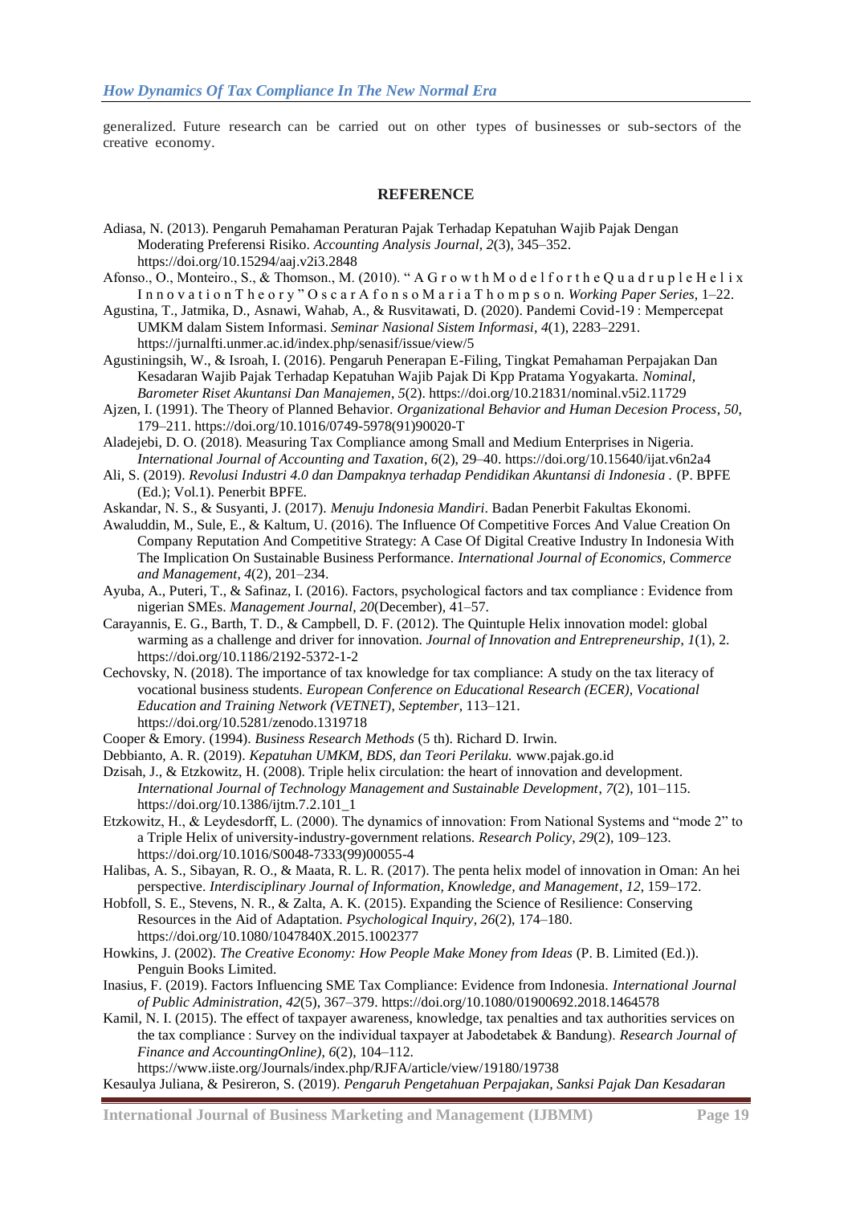generalized. Future research can be carried out on other types of businesses or sub-sectors of the creative economy.

## REFERENCE

Adiasa, N. (2013). Pengaruh Pemahaman Peraturan Pajak Terhadap Kepatuhan Wajib Pajak Dengan Moderating Preferensi Risiko. *Accounting Analysis Journal*, *2*(3), 345–352. https://doi.org/10.15294/aaj.v2i3.2848

Afonso., O., Monteiro., S., & Thomson., M. (2010). " A G r o w t h M o d e l f o r t h e Q u a d r u p l e H e l i x I n n o v a t i o n T h e o r y " O s c a r A f o n s o M a r i a T h o m p s o n. *Working Paper Series*, 1–22.

Agustina, T., Jatmika, D., Asnawi, Wahab, A., & Rusvitawati, D. (2020). Pandemi Covid-19 : Mempercepat UMKM dalam Sistem Informasi. *Seminar Nasional Sistem Informasi*, *4*(1), 2283–2291. https://jurnalfti.unmer.ac.id/index.php/senasif/issue/view/5

Agustiningsih, W., & Isroah, I. (2016). Pengaruh Penerapan E-Filing, Tingkat Pemahaman Perpajakan Dan Kesadaran Wajib Pajak Terhadap Kepatuhan Wajib Pajak Di Kpp Pratama Yogyakarta. *Nominal, Barometer Riset Akuntansi Dan Manajemen*, *5*(2). https://doi.org/10.21831/nominal.v5i2.11729

Ajzen, I. (1991). The Theory of Planned Behavior. *Organizational Behavior and Human Decesion Process*, *50*, 179–211. https://doi.org/10.1016/0749-5978(91)90020-T

Aladejebi, D. O. (2018). Measuring Tax Compliance among Small and Medium Enterprises in Nigeria. *International Journal of Accounting and Taxation*, *6*(2), 29–40. https://doi.org/10.15640/ijat.v6n2a4

Ali, S. (2019). *Revolusi Industri 4.0 dan Dampaknya terhadap Pendidikan Akuntansi di Indonesia* . (P. BPFE (Ed.); Vol.1). Penerbit BPFE.

Askandar, N. S., & Susyanti, J. (2017). *Menuju Indonesia Mandiri*. Badan Penerbit Fakultas Ekonomi.

Awaluddin, M., Sule, E., & Kaltum, U. (2016). The Influence Of Competitive Forces And Value Creation On Company Reputation And Competitive Strategy: A Case Of Digital Creative Industry In Indonesia With The Implication On Sustainable Business Performance. *International Journal of Economics, Commerce and Management*, *4*(2), 201–234.

Ayuba, A., Puteri, T., & Safinaz, I. (2016). Factors, psychological factors and tax compliance : Evidence from nigerian SMEs. *Management Journal*, *20*(December), 41–57.

Carayannis, E. G., Barth, T. D., & Campbell, D. F. (2012). The Quintuple Helix innovation model: global warming as a challenge and driver for innovation. *Journal of Innovation and Entrepreneurship*, *1*(1), 2. https://doi.org/10.1186/2192-5372-1-2

Cechovsky, N. (2018). The importance of tax knowledge for tax compliance: A study on the tax literacy of vocational business students. *European Conference on Educational Research (ECER), Vocational Education and Training Network (VETNET), September*, 113–121. https://doi.org/10.5281/zenodo.1319718

Cooper & Emory. (1994). *Business Research Methods* (5 th). Richard D. Irwin.

Debbianto, A. R. (2019). *Kepatuhan UMKM, BDS, dan Teori Perilaku.* www.pajak.go.id

Dzisah, J., & Etzkowitz, H. (2008). Triple helix circulation: the heart of innovation and development. *International Journal of Technology Management and Sustainable Development*, *7*(2), 101–115. https://doi.org/10.1386/ijtm.7.2.101_1

Etzkowitz, H., & Leydesdorff, L. (2000). The dynamics of innovation: From National Systems and "mode 2" to a Triple Helix of university-industry-government relations. *Research Policy*, *29*(2), 109–123. https://doi.org/10.1016/S0048-7333(99)00055-4

Halibas, A. S., Sibayan, R. O., & Maata, R. L. R. (2017). The penta helix model of innovation in Oman: An hei perspective. *Interdisciplinary Journal of Information, Knowledge, and Management*, *12*, 159–172.

Hobfoll, S. E., Stevens, N. R., & Zalta, A. K. (2015). Expanding the Science of Resilience: Conserving Resources in the Aid of Adaptation. *Psychological Inquiry*, *26*(2), 174–180. https://doi.org/10.1080/1047840X.2015.1002377

Howkins, J. (2002). *The Creative Economy: How People Make Money from Ideas* (P. B. Limited (Ed.)). Penguin Books Limited.

Inasius, F. (2019). Factors Influencing SME Tax Compliance: Evidence from Indonesia. *International Journal of Public Administration*, *42*(5), 367–379. https://doi.org/10.1080/01900692.2018.1464578

Kamil, N. I. (2015). The effect of taxpayer awareness, knowledge, tax penalties and tax authorities services on the tax compliance : Survey on the individual taxpayer at Jabodetabek & Bandung). *Research Journal of Finance and AccountingOnline)*, *6*(2), 104–112. https://www.iiste.org/Journals/index.php/RJFA/article/view/19180/19738

Kesaulya Juliana, & Pesireron, S. (2019). *Pengaruh Pengetahuan Perpajakan, Sanksi Pajak Dan Kesadaran*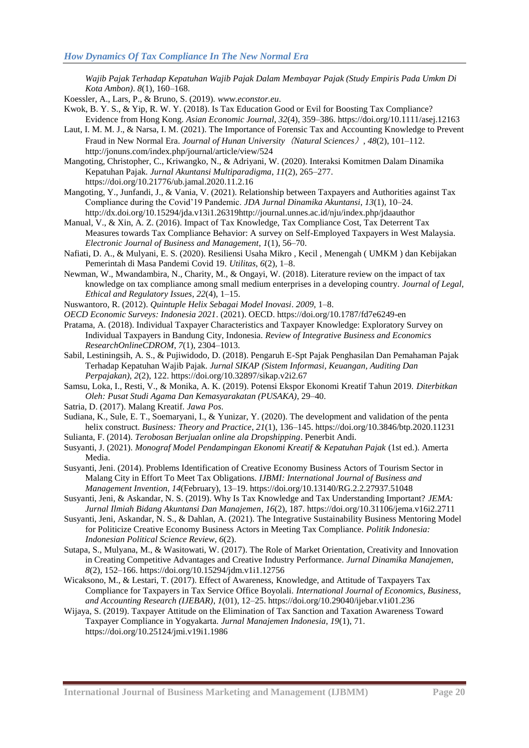*Wajib Pajak Terhadap Kepatuhan Wajib Pajak Dalam Membayar Pajak (Study Empiris Pada Umkm Di Kota Ambon)*. *8*(1), 160–168.

Koessler, A., Lars, P., & Bruno, S. (2019). *www.econstor.eu*.

Kwok, B. Y. S., & Yip, R. W. Y. (2018). Is Tax Education Good or Evil for Boosting Tax Compliance? Evidence from Hong Kong. *Asian Economic Journal*, *32*(4), 359–386. https://doi.org/10.1111/asej.12163

Laut, I. M. M. J., & Narsa, I. M. (2021). The Importance of Forensic Tax and Accounting Knowledge to Prevent Fraud in New Normal Era. *Journal of Hunan University* （*Natural Sciences*）, *48*(2), 101–112. http://jonuns.com/index.php/journal/article/view/524

Mangoting, Christopher, C., Kriwangko, N., & Adriyani, W. (2020). Interaksi Komitmen Dalam Dinamika Kepatuhan Pajak. *Jurnal Akuntansi Multiparadigma*, *11*(2), 265–277. https://doi.org/10.21776/ub.jamal.2020.11.2.16

Mangoting, Y., Junfandi, J., & Vania, V. (2021). Relationship between Taxpayers and Authorities against Tax Compliance during the Covid'19 Pandemic. *JDA Jurnal Dinamika Akuntansi*, *13*(1), 10–24. http://dx.doi.org/10.15294/jda.v13i1.26319http://journal.unnes.ac.id/nju/index.php/jdaauthor

Manual, V., & Xin, A. Z. (2016). Impact of Tax Knowledge, Tax Compliance Cost, Tax Deterrent Tax Measures towards Tax Compliance Behavior: A survey on Self-Employed Taxpayers in West Malaysia. *Electronic Journal of Business and Management*, *1*(1), 56–70.

Nafiati, D. A., & Mulyani, E. S. (2020). Resiliensi Usaha Mikro , Kecil , Menengah ( UMKM ) dan Kebijakan Pemerintah di Masa Pandemi Covid 19. *Utilitas*, *6*(2), 1–8.

Newman, W., Mwandambira, N., Charity, M., & Ongayi, W. (2018). Literature review on the impact of tax knowledge on tax compliance among small medium enterprises in a developing country. *Journal of Legal, Ethical and Regulatory Issues*, *22*(4), 1–15.

Nuswantoro, R. (2012). *Quintuple Helix Sebagai Model Inovasi*. *2009*, 1–8.

*OECD Economic Surveys: Indonesia 2021*. (2021). OECD. https://doi.org/10.1787/fd7e6249-en

Pratama, A. (2018). Individual Taxpayer Characteristics and Taxpayer Knowledge: Exploratory Survey on Individual Taxpayers in Bandung City, Indonesia. *Review of Integrative Business and Economics ResearchOnlineCDROM*, *7*(1), 2304–1013.

Sabil, Lestiningsih, A. S., & Pujiwidodo, D. (2018). Pengaruh E-Spt Pajak Penghasilan Dan Pemahaman Pajak Terhadap Kepatuhan Wajib Pajak. *Jurnal SIKAP (Sistem Informasi, Keuangan, Auditing Dan Perpajakan)*, *2*(2), 122. https://doi.org/10.32897/sikap.v2i2.67

Samsu, Loka, I., Resti, V., & Monika, A. K. (2019). Potensi Ekspor Ekonomi Kreatif Tahun 2019. *Diterbitkan Oleh: Pusat Studi Agama Dan Kemasyarakatan (PUSAKA)*, 29–40.

Satria, D. (2017). Malang Kreatif. *Jawa Pos*.

Sudiana, K., Sule, E. T., Soemaryani, I., & Yunizar, Y. (2020). The development and validation of the penta helix construct. *Business: Theory and Practice*, *21*(1), 136–145. https://doi.org/10.3846/btp.2020.11231

Sulianta, F. (2014). *Terobosan Berjualan online ala Dropshipping*. Penerbit Andi.

Susyanti, J. (2021). *Monograf Model Pendampingan Ekonomi Kreatif & Kepatuhan Pajak* (1st ed.). Amerta Media.

Susyanti, Jeni. (2014). Problems Identification of Creative Economy Business Actors of Tourism Sector in Malang City in Effort To Meet Tax Obligations. *IJBMI: International Journal of Business and Management Invention*, *14*(February), 13–19. https://doi.org/10.13140/RG.2.2.27937.51048

Susyanti, Jeni, & Askandar, N. S. (2019). Why Is Tax Knowledge and Tax Understanding Important? *JEMA: Jurnal Ilmiah Bidang Akuntansi Dan Manajemen*, *16*(2), 187. https://doi.org/10.31106/jema.v16i2.2711

Susyanti, Jeni, Askandar, N. S., & Dahlan, A. (2021). The Integrative Sustainability Business Mentoring Model for Politicize Creative Economy Business Actors in Meeting Tax Compliance. *Politik Indonesia: Indonesian Political Science Review*, *6*(2).

Sutapa, S., Mulyana, M., & Wasitowati, W. (2017). The Role of Market Orientation, Creativity and Innovation in Creating Competitive Advantages and Creative Industry Performance. *Jurnal Dinamika Manajemen*, *8*(2), 152–166. https://doi.org/10.15294/jdm.v1i1.12756

Wicaksono, M., & Lestari, T. (2017). Effect of Awareness, Knowledge, and Attitude of Taxpayers Tax Compliance for Taxpayers in Tax Service Office Boyolali. *International Journal of Economics, Business, and Accounting Research (IJEBAR)*, *1*(01), 12–25. https://doi.org/10.29040/ijebar.v1i01.236

Wijaya, S. (2019). Taxpayer Attitude on the Elimination of Tax Sanction and Taxation Awareness Toward Taxpayer Compliance in Yogyakarta. *Jurnal Manajemen Indonesia*, *19*(1), 71. https://doi.org/10.25124/jmi.v19i1.1986